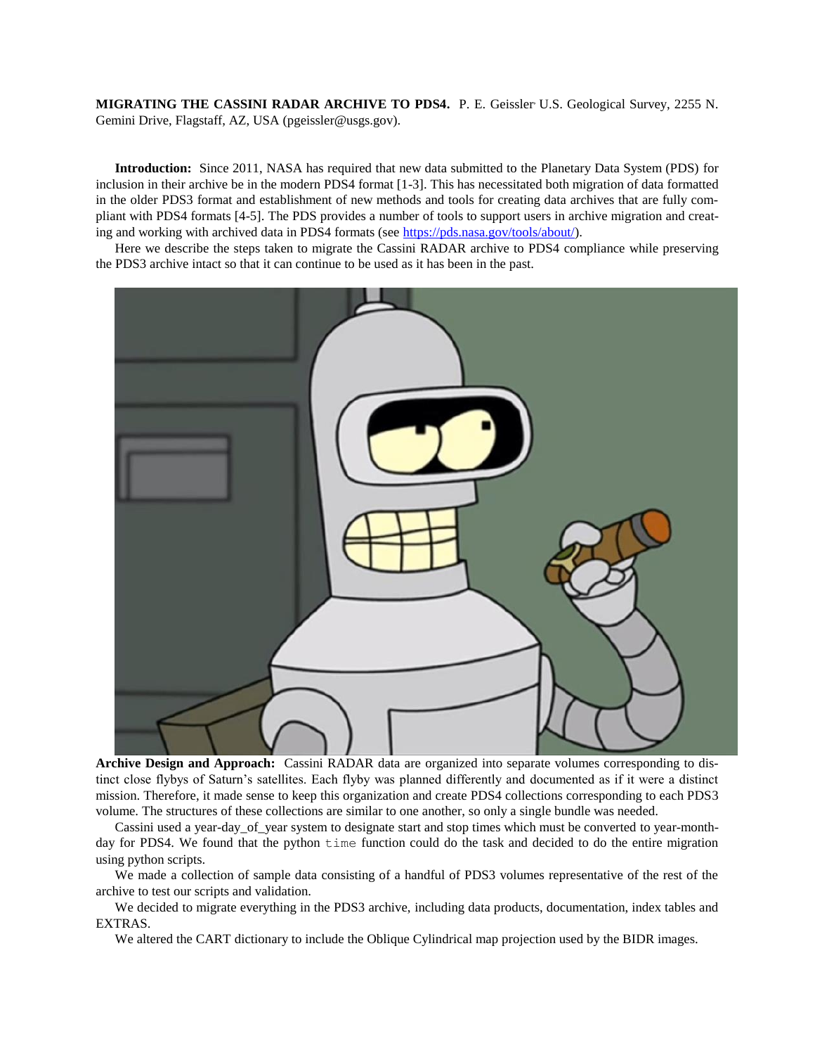**MIGRATING THE CASSINI RADAR ARCHIVE TO PDS4.** P. E. Geissler U.S. Geological Survey, 2255 N. Gemini Drive, Flagstaff, AZ, USA (pgeissler@usgs.gov).

**Introduction:** Since 2011, NASA has required that new data submitted to the Planetary Data System (PDS) for inclusion in their archive be in the modern PDS4 format [1-3]. This has necessitated both migration of data formatted in the older PDS3 format and establishment of new methods and tools for creating data archives that are fully compliant with PDS4 formats [4-5]. The PDS provides a number of tools to support users in archive migration and creating and working with archived data in PDS4 formats (see https://pds.nasa.gov/tools/about/).

Here we describe the steps taken to migrate the Cassini RADAR archive to PDS4 compliance while preserving the PDS3 archive intact so that it can continue to be used as it has been in the past.

**Archive Design and Approach:** Cassini RADAR data are organized into separate volumes corresponding to distinct close flybys of Saturn's satellites. Each flyby was planned differently and documented as if it were a distinct mission. Therefore, it made sense to keep this organization and create PDS4 collections corresponding to each PDS3 volume. The structures of these collections are similar to one another, so only a single bundle was needed.

Cassini used a year-day_of_year system to designate start and stop times which must be converted to year-month-day for PDS4. We found that the python `time` function could do the task and decided to do the entire migration using python scripts.

We made a collection of sample data consisting of a handful of PDS3 volumes representative of the rest of the archive to test our scripts and validation.

We decided to migrate everything in the PDS3 archive, including data products, documentation, index tables and EXTRAS.

We altered the CART dictionary to include the Oblique Cylindrical map projection used by the BIDR images.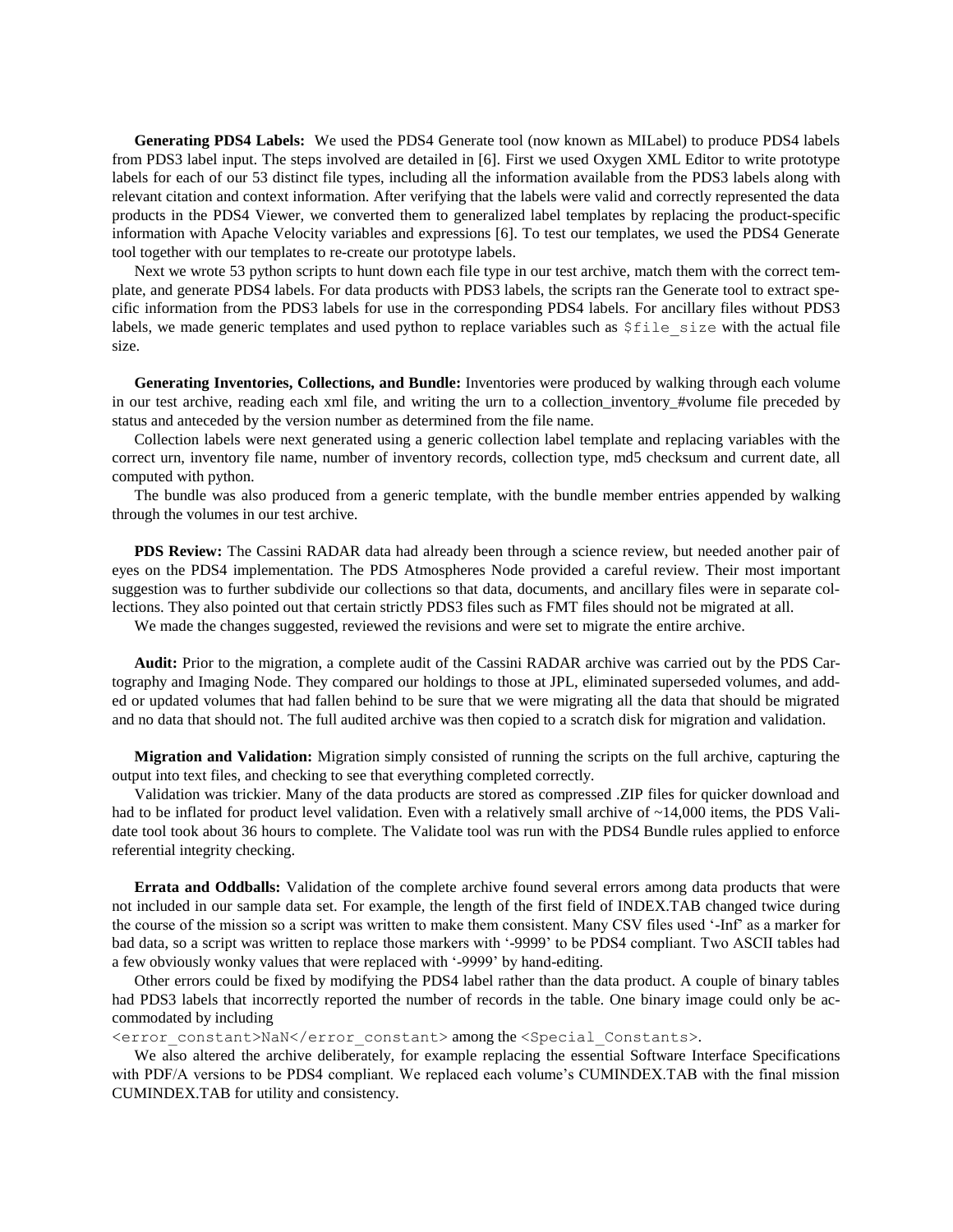**Generating PDS4 Labels:** We used the PDS4 Generate tool (now known as MILabel) to produce PDS4 labels from PDS3 label input. The steps involved are detailed in [6]. First we used Oxygen XML Editor to write prototype labels for each of our 53 distinct file types, including all the information available from the PDS3 labels along with relevant citation and context information. After verifying that the labels were valid and correctly represented the data products in the PDS4 Viewer, we converted them to generalized label templates by replacing the product-specific information with Apache Velocity variables and expressions [6]. To test our templates, we used the PDS4 Generate tool together with our templates to re-create our prototype labels.

Next we wrote 53 python scripts to hunt down each file type in our test archive, match them with the correct template, and generate PDS4 labels. For data products with PDS3 labels, the scripts ran the Generate tool to extract specific information from the PDS3 labels for use in the corresponding PDS4 labels. For ancillary files without PDS3 labels, we made generic templates and used python to replace variables such as `$file_size` with the actual file size.

**Generating Inventories, Collections, and Bundle:** Inventories were produced by walking through each volume in our test archive, reading each xml file, and writing the urn to a collection_inventory_#volume file preceded by status and anteceded by the version number as determined from the file name.

Collection labels were next generated using a generic collection label template and replacing variables with the correct urn, inventory file name, number of inventory records, collection type, md5 checksum and current date, all computed with python.

The bundle was also produced from a generic template, with the bundle member entries appended by walking through the volumes in our test archive.

**PDS Review:** The Cassini RADAR data had already been through a science review, but needed another pair of eyes on the PDS4 implementation. The PDS Atmospheres Node provided a careful review. Their most important suggestion was to further subdivide our collections so that data, documents, and ancillary files were in separate collections. They also pointed out that certain strictly PDS3 files such as FMT files should not be migrated at all.

We made the changes suggested, reviewed the revisions and were set to migrate the entire archive.

**Audit:** Prior to the migration, a complete audit of the Cassini RADAR archive was carried out by the PDS Cartography and Imaging Node. They compared our holdings to those at JPL, eliminated superseded volumes, and added or updated volumes that had fallen behind to be sure that we were migrating all the data that should be migrated and no data that should not. The full audited archive was then copied to a scratch disk for migration and validation.

**Migration and Validation:** Migration simply consisted of running the scripts on the full archive, capturing the output into text files, and checking to see that everything completed correctly.

Validation was trickier. Many of the data products are stored as compressed .ZIP files for quicker download and had to be inflated for product level validation. Even with a relatively small archive of ~14,000 items, the PDS Validate tool took about 36 hours to complete. The Validate tool was run with the PDS4 Bundle rules applied to enforce referential integrity checking.

**Errata and Oddballs:** Validation of the complete archive found several errors among data products that were not included in our sample data set. For example, the length of the first field of INDEX.TAB changed twice during the course of the mission so a script was written to make them consistent. Many CSV files used '-Inf' as a marker for bad data, so a script was written to replace those markers with '-9999' to be PDS4 compliant. Two ASCII tables had a few obviously wonky values that were replaced with '-9999' by hand-editing.

Other errors could be fixed by modifying the PDS4 label rather than the data product. A couple of binary tables had PDS3 labels that incorrectly reported the number of records in the table. One binary image could only be accommodated by including `<error_constant>NaN</error_constant>` among the `<Special_Constants>`.

We also altered the archive deliberately, for example replacing the essential Software Interface Specifications with PDF/A versions to be PDS4 compliant. We replaced each volume's CUMINDEX.TAB with the final mission CUMINDEX.TAB for utility and consistency.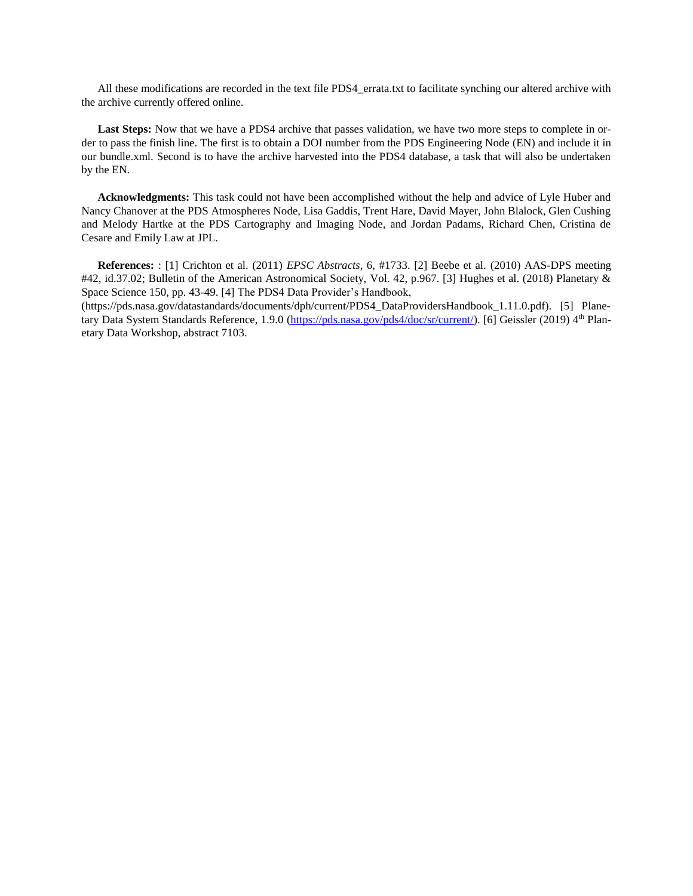All these modifications are recorded in the text file PDS4_errata.txt to facilitate synching our altered archive with the archive currently offered online.

**Last Steps:** Now that we have a PDS4 archive that passes validation, we have two more steps to complete in order to pass the finish line. The first is to obtain a DOI number from the PDS Engineering Node (EN) and include it in our bundle.xml. Second is to have the archive harvested into the PDS4 database, a task that will also be undertaken by the EN.

**Acknowledgments:** This task could not have been accomplished without the help and advice of Lyle Huber and Nancy Chanover at the PDS Atmospheres Node, Lisa Gaddis, Trent Hare, David Mayer, John Blalock, Glen Cushing and Melody Hartke at the PDS Cartography and Imaging Node, and Jordan Padams, Richard Chen, Cristina de Cesare and Emily Law at JPL.

**References:** : [1] Crichton et al. (2011) *EPSC Abstracts*, 6, #1733. [2] Beebe et al. (2010) AAS-DPS meeting #42, id.37.02; Bulletin of the American Astronomical Society, Vol. 42, p.967. [3] Hughes et al. (2018) Planetary & Space Science 150, pp. 43-49. [4] The PDS4 Data Provider's Handbook, (https://pds.nasa.gov/datastandards/documents/dph/current/PDS4_DataProvidersHandbook_1.11.0.pdf). [5] Planetary Data System Standards Reference, 1.9.0 (https://pds.nasa.gov/pds4/doc/sr/current/). [6] Geissler (2019) 4th Planetary Data Workshop, abstract 7103.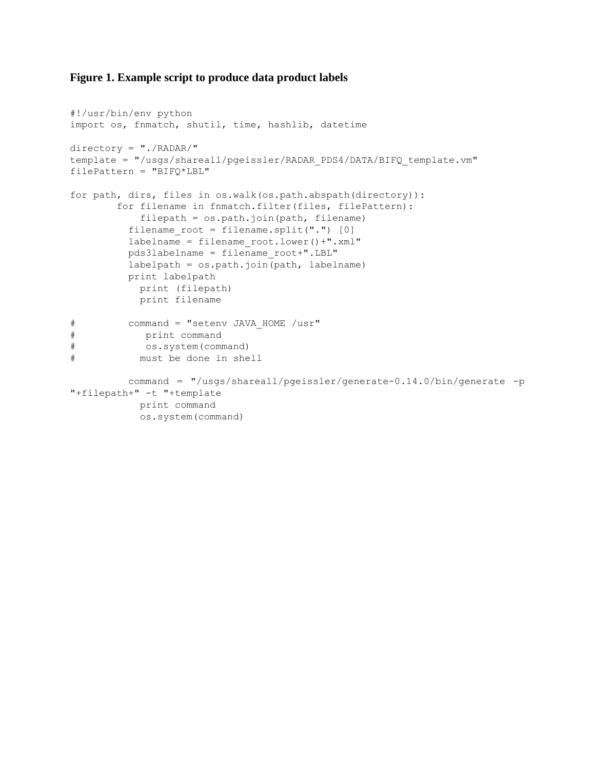**Figure 1. Example script to produce data product labels**

```
#!/usr/bin/env python
import os, fnmatch, shutil, time, hashlib, datetime

directory = "./RADAR/"
template = "/usgs/shareall/pgeissler/RADAR_PDS4/DATA/BIFQ_template.vm"
filePattern = "BIFQ*LBL"

for path, dirs, files in os.walk(os.path.abspath(directory)):
        for filename in fnmatch.filter(files, filePattern):
            filepath = os.path.join(path, filename)
          filename_root = filename.split(".") [0]
          labelname = filename_root.lower()+".xml"
          pds3labelname = filename_root+".LBL"
          labelpath = os.path.join(path, labelname)
          print labelpath
            print (filepath)
            print filename

#         command = "setenv JAVA_HOME /usr"
#            print command
#            os.system(command)
#           must be done in shell

          command = "/usgs/shareall/pgeissler/generate-0.14.0/bin/generate -p
"+filepath+" -t "+template
            print command
            os.system(command)
```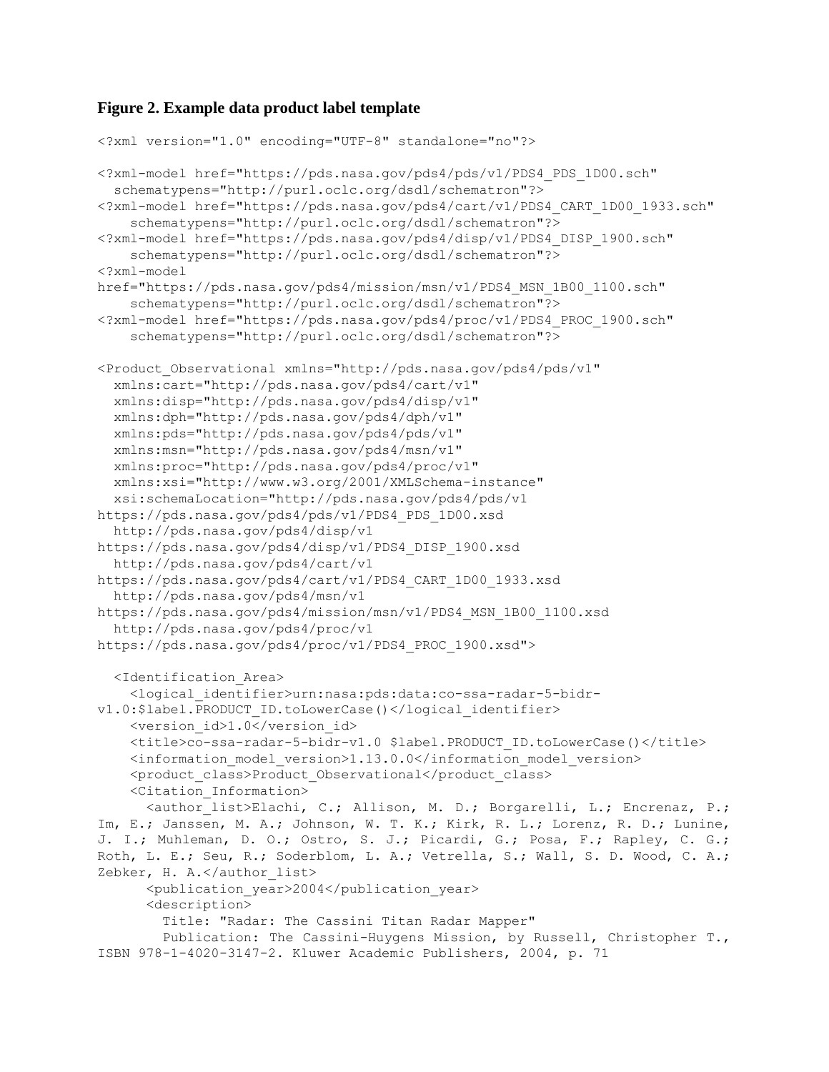**Figure 2. Example data product label template**

```
<?xml version="1.0" encoding="UTF-8" standalone="no"?>

<?xml-model href="https://pds.nasa.gov/pds4/pds/v1/PDS4_PDS_1D00.sch"
  schematypens="http://purl.oclc.org/dsdl/schematron"?>
<?xml-model href="https://pds.nasa.gov/pds4/cart/v1/PDS4_CART_1D00_1933.sch"
    schematypens="http://purl.oclc.org/dsdl/schematron"?>
<?xml-model href="https://pds.nasa.gov/pds4/disp/v1/PDS4_DISP_1900.sch"
    schematypens="http://purl.oclc.org/dsdl/schematron"?>
<?xml-model
href="https://pds.nasa.gov/pds4/mission/msn/v1/PDS4_MSN_1B00_1100.sch"
    schematypens="http://purl.oclc.org/dsdl/schematron"?>
<?xml-model href="https://pds.nasa.gov/pds4/proc/v1/PDS4_PROC_1900.sch"
    schematypens="http://purl.oclc.org/dsdl/schematron"?>

<Product_Observational xmlns="http://pds.nasa.gov/pds4/pds/v1"
  xmlns:cart="http://pds.nasa.gov/pds4/cart/v1"
  xmlns:disp="http://pds.nasa.gov/pds4/disp/v1"
  xmlns:dph="http://pds.nasa.gov/pds4/dph/v1"
  xmlns:pds="http://pds.nasa.gov/pds4/pds/v1"
  xmlns:msn="http://pds.nasa.gov/pds4/msn/v1"
  xmlns:proc="http://pds.nasa.gov/pds4/proc/v1"
  xmlns:xsi="http://www.w3.org/2001/XMLSchema-instance"
  xsi:schemaLocation="http://pds.nasa.gov/pds4/pds/v1
https://pds.nasa.gov/pds4/pds/v1/PDS4_PDS_1D00.xsd
  http://pds.nasa.gov/pds4/disp/v1
https://pds.nasa.gov/pds4/disp/v1/PDS4_DISP_1900.xsd
  http://pds.nasa.gov/pds4/cart/v1
https://pds.nasa.gov/pds4/cart/v1/PDS4_CART_1D00_1933.xsd
  http://pds.nasa.gov/pds4/msn/v1
https://pds.nasa.gov/pds4/mission/msn/v1/PDS4_MSN_1B00_1100.xsd
  http://pds.nasa.gov/pds4/proc/v1
https://pds.nasa.gov/pds4/proc/v1/PDS4_PROC_1900.xsd">

  <Identification_Area>
    <logical_identifier>urn:nasa:pds:data:co-ssa-radar-5-bidr-
v1.0:$label.PRODUCT_ID.toLowerCase()</logical_identifier>
    <version_id>1.0</version_id>
    <title>co-ssa-radar-5-bidr-v1.0 $label.PRODUCT_ID.toLowerCase()</title>
    <information_model_version>1.13.0.0</information_model_version>
    <product_class>Product_Observational</product_class>
    <Citation_Information>
      <author_list>Elachi, C.; Allison, M. D.; Borgarelli, L.; Encrenaz, P.;
Im, E.; Janssen, M. A.; Johnson, W. T. K.; Kirk, R. L.; Lorenz, R. D.; Lunine,
J. I.; Muhleman, D. O.; Ostro, S. J.; Picardi, G.; Posa, F.; Rapley, C. G.;
Roth, L. E.; Seu, R.; Soderblom, L. A.; Vetrella, S.; Wall, S. D. Wood, C. A.;
Zebker, H. A.</author_list>
      <publication_year>2004</publication_year>
      <description>
        Title: "Radar: The Cassini Titan Radar Mapper"
        Publication: The Cassini-Huygens Mission, by Russell, Christopher T.,
ISBN 978-1-4020-3147-2. Kluwer Academic Publishers, 2004, p. 71
```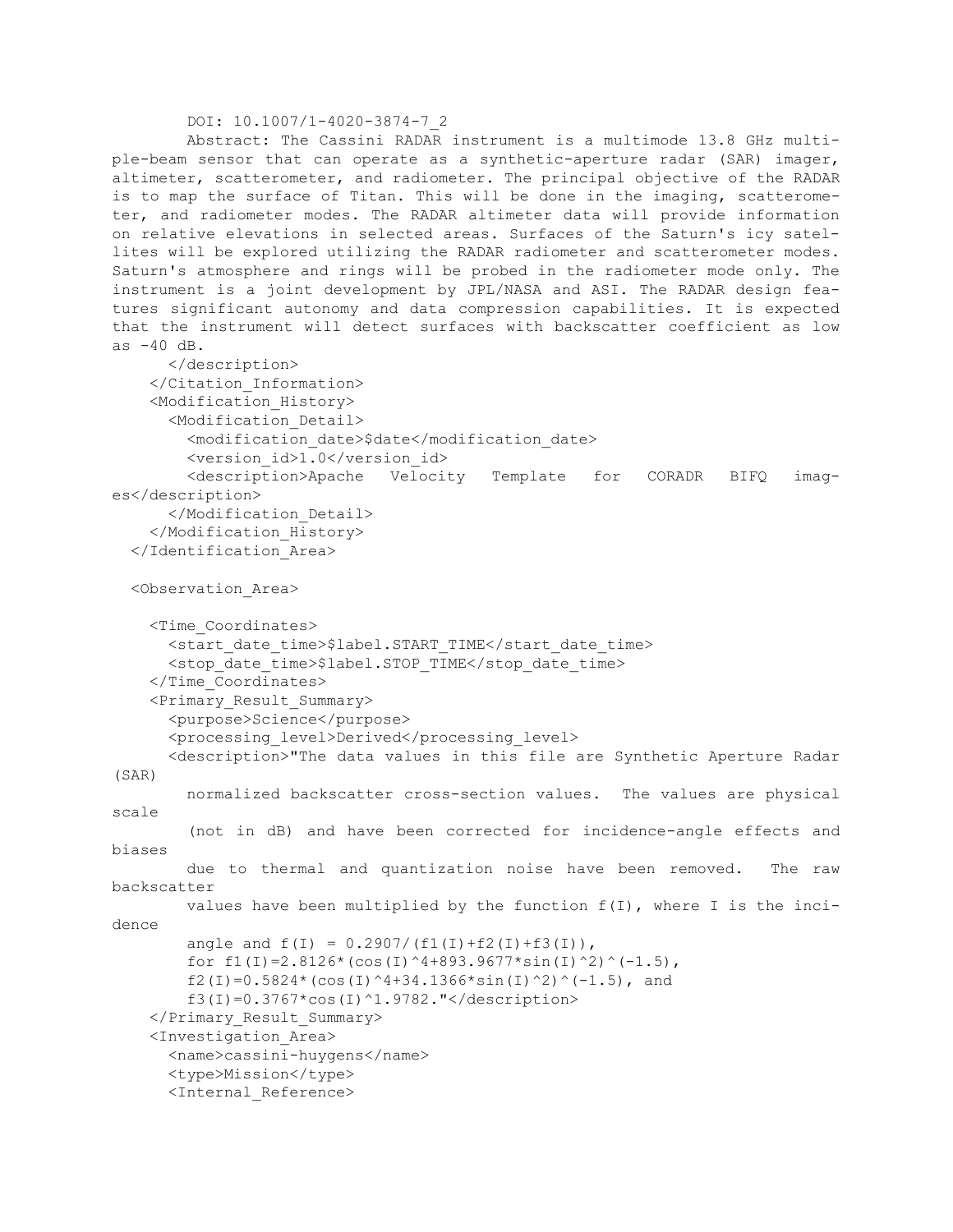```
        DOI: 10.1007/1-4020-3874-7_2
        Abstract: The Cassini RADAR instrument is a multimode 13.8 GHz multi-
ple-beam sensor that can operate as a synthetic-aperture radar (SAR) imager,
altimeter, scatterometer, and radiometer. The principal objective of the RADAR
is to map the surface of Titan. This will be done in the imaging, scatterome-
ter, and radiometer modes. The RADAR altimeter data will provide information
on relative elevations in selected areas. Surfaces of the Saturn's icy satel-
lites will be explored utilizing the RADAR radiometer and scatterometer modes.
Saturn's atmosphere and rings will be probed in the radiometer mode only. The
instrument is a joint development by JPL/NASA and ASI. The RADAR design fea-
tures significant autonomy and data compression capabilities. It is expected
that the instrument will detect surfaces with backscatter coefficient as low
as -40 dB.
      </description>
    </Citation_Information>
    <Modification_History>
      <Modification_Detail>
        <modification_date>$date</modification_date>
        <version_id>1.0</version_id>
        <description>Apache   Velocity   Template   for   CORADR   BIFQ   imag-
es</description>
      </Modification_Detail>
    </Modification_History>
  </Identification_Area>

  <Observation_Area>

    <Time_Coordinates>
      <start_date_time>$label.START_TIME</start_date_time>
      <stop_date_time>$label.STOP_TIME</stop_date_time>
    </Time_Coordinates>
    <Primary_Result_Summary>
      <purpose>Science</purpose>
      <processing_level>Derived</processing_level>
      <description>"The data values in this file are Synthetic Aperture Radar
(SAR)
        normalized backscatter cross-section values.  The values are physical
scale
        (not in dB) and have been corrected for incidence-angle effects and
biases
        due to thermal and quantization noise have been removed.   The raw
backscatter
        values have been multiplied by the function f(I), where I is the inci-
dence
        angle and f(I) = 0.2907/(f1(I)+f2(I)+f3(I)),
        for f1(I)=2.8126*(cos(I)^4+893.9677*sin(I)^2)^(-1.5),
        f2(I)=0.5824*(cos(I)^4+34.1366*sin(I)^2)^(-1.5), and
        f3(I)=0.3767*cos(I)^1.9782."</description>
    </Primary_Result_Summary>
    <Investigation_Area>
      <name>cassini-huygens</name>
      <type>Mission</type>
      <Internal_Reference>
```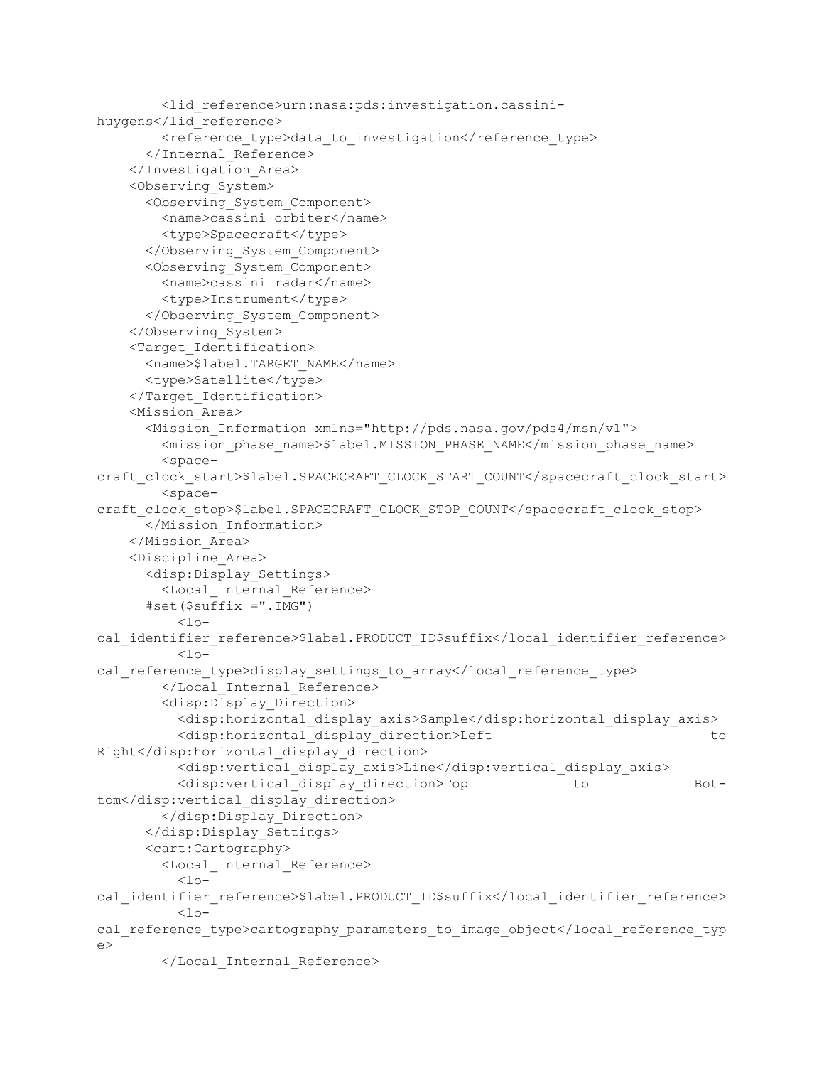```
        <lid_reference>urn:nasa:pds:investigation.cassini-huygens</lid_reference>
        <reference_type>data_to_investigation</reference_type>
      </Internal_Reference>
    </Investigation_Area>
    <Observing_System>
      <Observing_System_Component>
        <name>cassini orbiter</name>
        <type>Spacecraft</type>
      </Observing_System_Component>
      <Observing_System_Component>
        <name>cassini radar</name>
        <type>Instrument</type>
      </Observing_System_Component>
    </Observing_System>
    <Target_Identification>
      <name>$label.TARGET_NAME</name>
      <type>Satellite</type>
    </Target_Identification>
    <Mission_Area>
      <Mission_Information xmlns="http://pds.nasa.gov/pds4/msn/v1">
        <mission_phase_name>$label.MISSION_PHASE_NAME</mission_phase_name>
        <spacecraft_clock_start>$label.SPACECRAFT_CLOCK_START_COUNT</spacecraft_clock_start>
        <spacecraft_clock_stop>$label.SPACECRAFT_CLOCK_STOP_COUNT</spacecraft_clock_stop>
      </Mission_Information>
    </Mission_Area>
    <Discipline_Area>
      <disp:Display_Settings>
        <Local_Internal_Reference>
      #set($suffix =".IMG")
          <local_identifier_reference>$label.PRODUCT_ID$suffix</local_identifier_reference>
          <local_reference_type>display_settings_to_array</local_reference_type>
        </Local_Internal_Reference>
        <disp:Display_Direction>
          <disp:horizontal_display_axis>Sample</disp:horizontal_display_axis>
          <disp:horizontal_display_direction>Left to Right</disp:horizontal_display_direction>
          <disp:vertical_display_axis>Line</disp:vertical_display_axis>
          <disp:vertical_display_direction>Top to Bottom</disp:vertical_display_direction>
        </disp:Display_Direction>
      </disp:Display_Settings>
      <cart:Cartography>
        <Local_Internal_Reference>
          <local_identifier_reference>$label.PRODUCT_ID$suffix</local_identifier_reference>
          <local_reference_type>cartography_parameters_to_image_object</local_reference_type>
        </Local_Internal_Reference>
```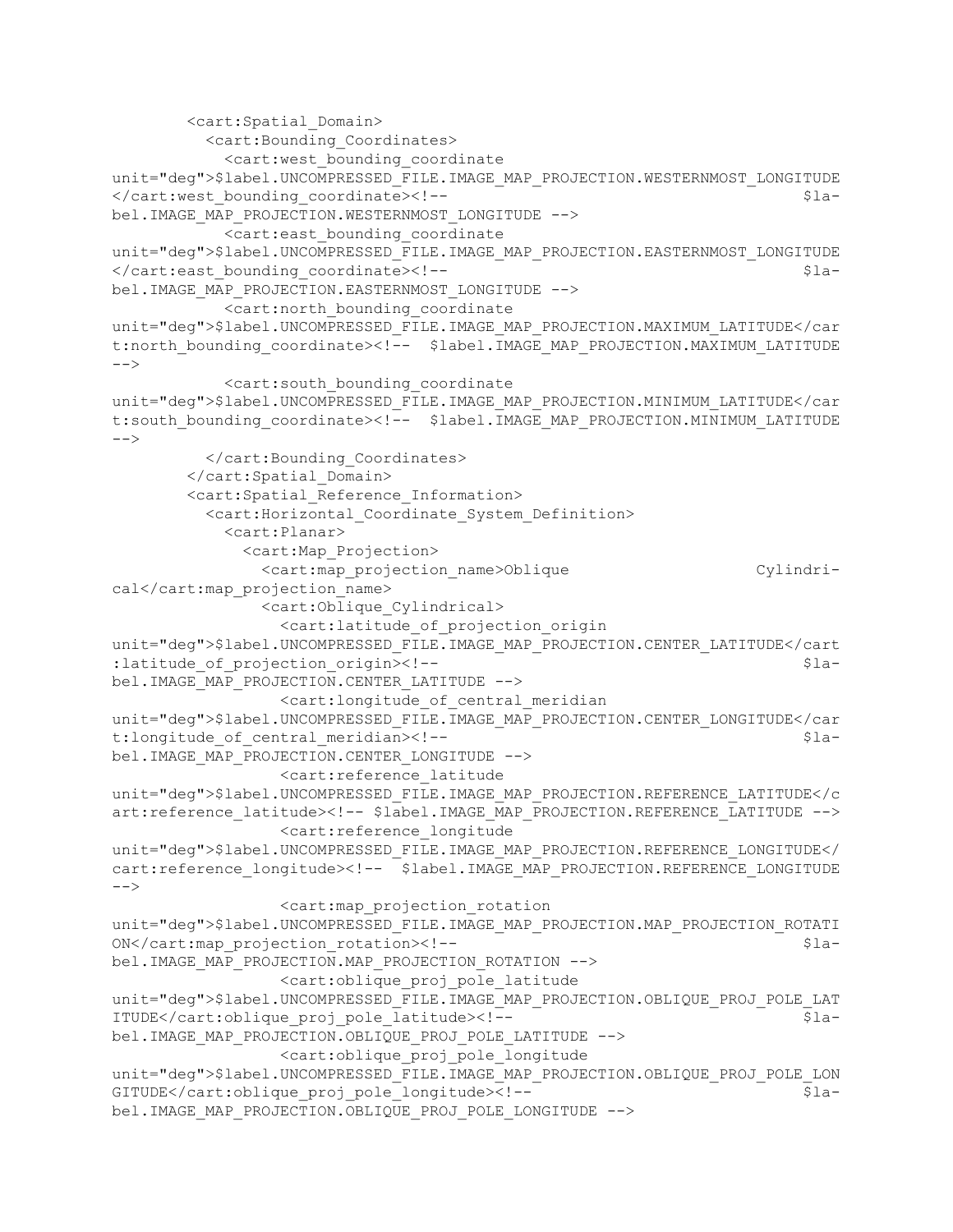```
        <cart:Spatial_Domain>
          <cart:Bounding_Coordinates>
            <cart:west_bounding_coordinate
unit="deg">$label.UNCOMPRESSED_FILE.IMAGE_MAP_PROJECTION.WESTERNMOST_LONGITUDE
</cart:west_bounding_coordinate><!--                                    $la-
bel.IMAGE_MAP_PROJECTION.WESTERNMOST_LONGITUDE -->
            <cart:east_bounding_coordinate
unit="deg">$label.UNCOMPRESSED_FILE.IMAGE_MAP_PROJECTION.EASTERNMOST_LONGITUDE
</cart:east_bounding_coordinate><!--                                    $la-
bel.IMAGE_MAP_PROJECTION.EASTERNMOST_LONGITUDE -->
            <cart:north_bounding_coordinate
unit="deg">$label.UNCOMPRESSED_FILE.IMAGE_MAP_PROJECTION.MAXIMUM_LATITUDE</car
t:north_bounding_coordinate><!--  $label.IMAGE_MAP_PROJECTION.MAXIMUM_LATITUDE
-->
            <cart:south_bounding_coordinate
unit="deg">$label.UNCOMPRESSED_FILE.IMAGE_MAP_PROJECTION.MINIMUM_LATITUDE</car
t:south_bounding_coordinate><!--  $label.IMAGE_MAP_PROJECTION.MINIMUM_LATITUDE
-->
          </cart:Bounding_Coordinates>
        </cart:Spatial_Domain>
        <cart:Spatial_Reference_Information>
          <cart:Horizontal_Coordinate_System_Definition>
            <cart:Planar>
              <cart:Map_Projection>
                <cart:map_projection_name>Oblique                     Cylindri-
cal</cart:map_projection_name>
                <cart:Oblique_Cylindrical>
                  <cart:latitude_of_projection_origin
unit="deg">$label.UNCOMPRESSED_FILE.IMAGE_MAP_PROJECTION.CENTER_LATITUDE</cart
:latitude_of_projection_origin><!--                                     $la-
bel.IMAGE_MAP_PROJECTION.CENTER_LATITUDE -->
                  <cart:longitude_of_central_meridian
unit="deg">$label.UNCOMPRESSED_FILE.IMAGE_MAP_PROJECTION.CENTER_LONGITUDE</car
t:longitude_of_central_meridian><!--                                    $la-
bel.IMAGE_MAP_PROJECTION.CENTER_LONGITUDE -->
                  <cart:reference_latitude
unit="deg">$label.UNCOMPRESSED_FILE.IMAGE_MAP_PROJECTION.REFERENCE_LATITUDE</c
art:reference_latitude><!-- $label.IMAGE_MAP_PROJECTION.REFERENCE_LATITUDE -->
                  <cart:reference_longitude
unit="deg">$label.UNCOMPRESSED_FILE.IMAGE_MAP_PROJECTION.REFERENCE_LONGITUDE</
cart:reference_longitude><!--  $label.IMAGE_MAP_PROJECTION.REFERENCE_LONGITUDE
-->
                  <cart:map_projection_rotation
unit="deg">$label.UNCOMPRESSED_FILE.IMAGE_MAP_PROJECTION.MAP_PROJECTION_ROTATI
ON</cart:map_projection_rotation><!--                                   $la-
bel.IMAGE_MAP_PROJECTION.MAP_PROJECTION_ROTATION -->
                  <cart:oblique_proj_pole_latitude
unit="deg">$label.UNCOMPRESSED_FILE.IMAGE_MAP_PROJECTION.OBLIQUE_PROJ_POLE_LAT
ITUDE</cart:oblique_proj_pole_latitude><!--                             $la-
bel.IMAGE_MAP_PROJECTION.OBLIQUE_PROJ_POLE_LATITUDE -->
                  <cart:oblique_proj_pole_longitude
unit="deg">$label.UNCOMPRESSED_FILE.IMAGE_MAP_PROJECTION.OBLIQUE_PROJ_POLE_LON
GITUDE</cart:oblique_proj_pole_longitude><!--                           $la-
bel.IMAGE_MAP_PROJECTION.OBLIQUE_PROJ_POLE_LONGITUDE -->
```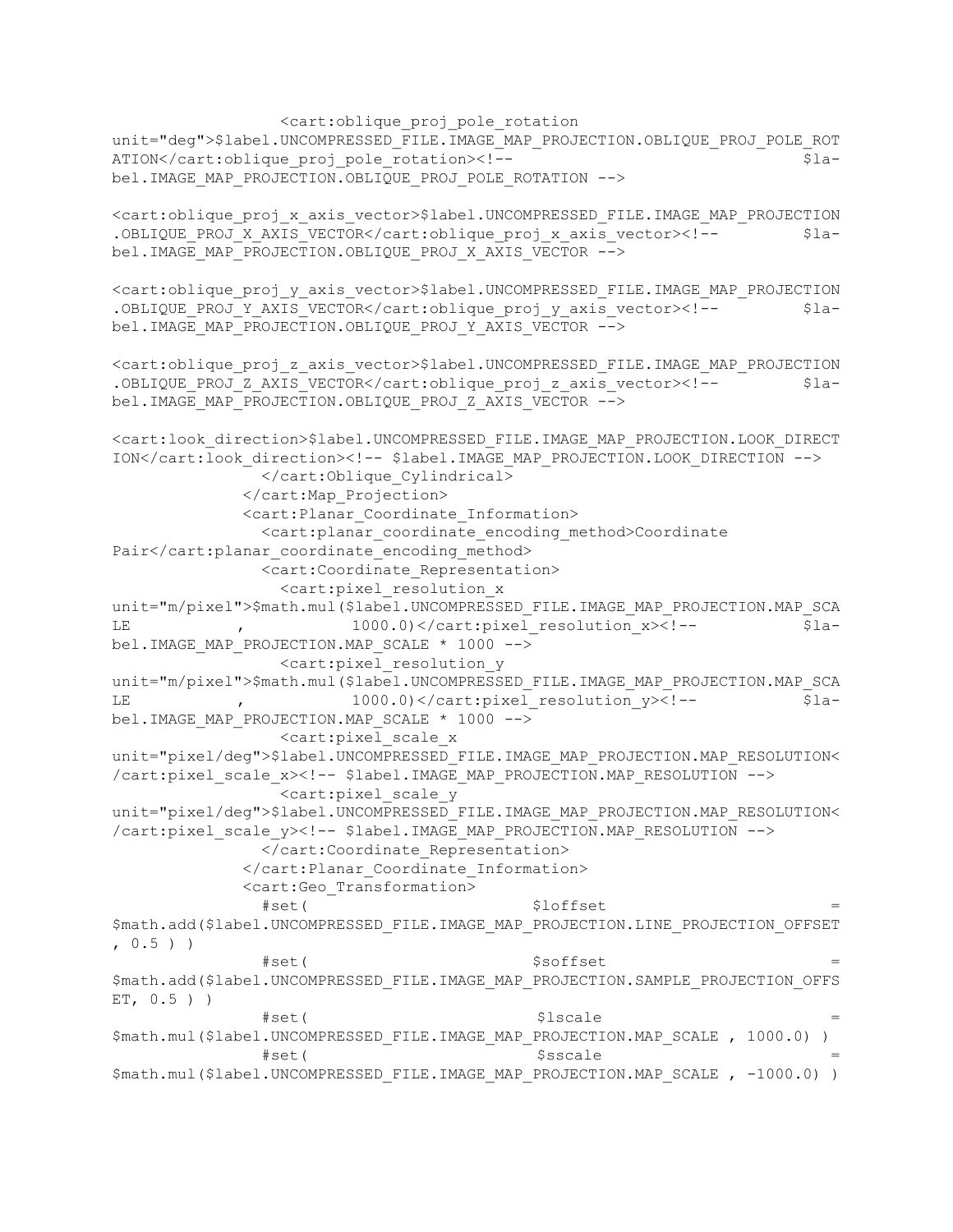```
                <cart:oblique_proj_pole_rotation
unit="deg">$label.UNCOMPRESSED_FILE.IMAGE_MAP_PROJECTION.OBLIQUE_PROJ_POLE_ROT
ATION</cart:oblique_proj_pole_rotation><!--                              $la-
bel.IMAGE_MAP_PROJECTION.OBLIQUE_PROJ_POLE_ROTATION -->

<cart:oblique_proj_x_axis_vector>$label.UNCOMPRESSED_FILE.IMAGE_MAP_PROJECTION
.OBLIQUE_PROJ_X_AXIS_VECTOR</cart:oblique_proj_x_axis_vector><!--         $la-
bel.IMAGE_MAP_PROJECTION.OBLIQUE_PROJ_X_AXIS_VECTOR -->

<cart:oblique_proj_y_axis_vector>$label.UNCOMPRESSED_FILE.IMAGE_MAP_PROJECTION
.OBLIQUE_PROJ_Y_AXIS_VECTOR</cart:oblique_proj_y_axis_vector><!--         $la-
bel.IMAGE_MAP_PROJECTION.OBLIQUE_PROJ_Y_AXIS_VECTOR -->

<cart:oblique_proj_z_axis_vector>$label.UNCOMPRESSED_FILE.IMAGE_MAP_PROJECTION
.OBLIQUE_PROJ_Z_AXIS_VECTOR</cart:oblique_proj_z_axis_vector><!--         $la-
bel.IMAGE_MAP_PROJECTION.OBLIQUE_PROJ_Z_AXIS_VECTOR -->

<cart:look_direction>$label.UNCOMPRESSED_FILE.IMAGE_MAP_PROJECTION.LOOK_DIRECT
ION</cart:look_direction><!-- $label.IMAGE_MAP_PROJECTION.LOOK_DIRECTION -->
              </cart:Oblique_Cylindrical>
            </cart:Map_Projection>
            <cart:Planar_Coordinate_Information>
              <cart:planar_coordinate_encoding_method>Coordinate
Pair</cart:planar_coordinate_encoding_method>
              <cart:Coordinate_Representation>
                <cart:pixel_resolution_x
unit="m/pixel">$math.mul($label.UNCOMPRESSED_FILE.IMAGE_MAP_PROJECTION.MAP_SCA
LE          ,          1000.0)</cart:pixel_resolution_x><!--          $la-
bel.IMAGE_MAP_PROJECTION.MAP_SCALE * 1000 -->
                <cart:pixel_resolution_y
unit="m/pixel">$math.mul($label.UNCOMPRESSED_FILE.IMAGE_MAP_PROJECTION.MAP_SCA
LE          ,          1000.0)</cart:pixel_resolution_y><!--          $la-
bel.IMAGE_MAP_PROJECTION.MAP_SCALE * 1000 -->
                <cart:pixel_scale_x
unit="pixel/deg">$label.UNCOMPRESSED_FILE.IMAGE_MAP_PROJECTION.MAP_RESOLUTION<
/cart:pixel_scale_x><!-- $label.IMAGE_MAP_PROJECTION.MAP_RESOLUTION -->
                <cart:pixel_scale_y
unit="pixel/deg">$label.UNCOMPRESSED_FILE.IMAGE_MAP_PROJECTION.MAP_RESOLUTION<
/cart:pixel_scale_y><!-- $label.IMAGE_MAP_PROJECTION.MAP_RESOLUTION -->
              </cart:Coordinate_Representation>
            </cart:Planar_Coordinate_Information>
            <cart:Geo_Transformation>
              #set(                    $loffset                          =
$math.add($label.UNCOMPRESSED_FILE.IMAGE_MAP_PROJECTION.LINE_PROJECTION_OFFSET
, 0.5 ) )
              #set(                    $soffset                          =
$math.add($label.UNCOMPRESSED_FILE.IMAGE_MAP_PROJECTION.SAMPLE_PROJECTION_OFFS
ET, 0.5 ) )
              #set(                    $lscale                           =
$math.mul($label.UNCOMPRESSED_FILE.IMAGE_MAP_PROJECTION.MAP_SCALE , 1000.0) )
              #set(                    $sscale                           =
$math.mul($label.UNCOMPRESSED_FILE.IMAGE_MAP_PROJECTION.MAP_SCALE , -1000.0) )
```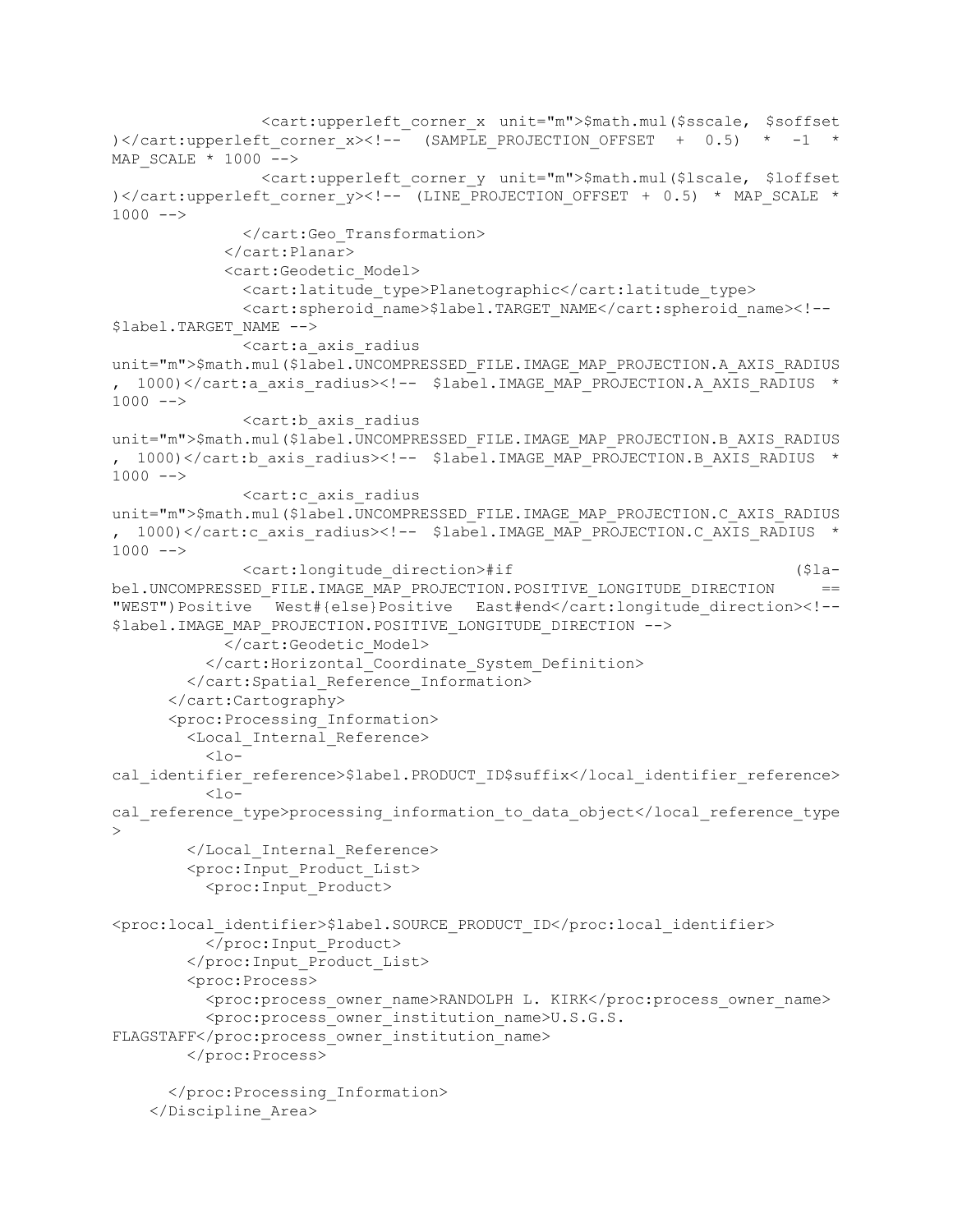```
                <cart:upperleft_corner_x unit="m">$math.mul($sscale, $soffset
)</cart:upperleft_corner_x><!-- (SAMPLE_PROJECTION_OFFSET + 0.5) * -1 *
MAP_SCALE * 1000 -->
                <cart:upperleft_corner_y unit="m">$math.mul($lscale, $loffset
)</cart:upperleft_corner_y><!-- (LINE_PROJECTION_OFFSET + 0.5) * MAP_SCALE *
1000 -->
              </cart:Geo_Transformation>
            </cart:Planar>
            <cart:Geodetic_Model>
              <cart:latitude_type>Planetographic</cart:latitude_type>
              <cart:spheroid_name>$label.TARGET_NAME</cart:spheroid_name><!--
$label.TARGET_NAME -->
              <cart:a_axis_radius
unit="m">$math.mul($label.UNCOMPRESSED_FILE.IMAGE_MAP_PROJECTION.A_AXIS_RADIUS
, 1000)</cart:a_axis_radius><!-- $label.IMAGE_MAP_PROJECTION.A_AXIS_RADIUS *
1000 -->
              <cart:b_axis_radius
unit="m">$math.mul($label.UNCOMPRESSED_FILE.IMAGE_MAP_PROJECTION.B_AXIS_RADIUS
, 1000)</cart:b_axis_radius><!-- $label.IMAGE_MAP_PROJECTION.B_AXIS_RADIUS *
1000 -->
              <cart:c_axis_radius
unit="m">$math.mul($label.UNCOMPRESSED_FILE.IMAGE_MAP_PROJECTION.C_AXIS_RADIUS
, 1000)</cart:c_axis_radius><!-- $label.IMAGE_MAP_PROJECTION.C_AXIS_RADIUS *
1000 -->
              <cart:longitude_direction>#if ($la-
bel.UNCOMPRESSED_FILE.IMAGE_MAP_PROJECTION.POSITIVE_LONGITUDE_DIRECTION ==
"WEST")Positive West#{else}Positive East#end</cart:longitude_direction><!--
$label.IMAGE_MAP_PROJECTION.POSITIVE_LONGITUDE_DIRECTION -->
            </cart:Geodetic_Model>
          </cart:Horizontal_Coordinate_System_Definition>
        </cart:Spatial_Reference_Information>
      </cart:Cartography>
      <proc:Processing_Information>
        <Local_Internal_Reference>
          <lo-
cal_identifier_reference>$label.PRODUCT_ID$suffix</local_identifier_reference>
          <lo-
cal_reference_type>processing_information_to_data_object</local_reference_type
>
        </Local_Internal_Reference>
        <proc:Input_Product_List>
          <proc:Input_Product>

<proc:local_identifier>$label.SOURCE_PRODUCT_ID</proc:local_identifier>
          </proc:Input_Product>
        </proc:Input_Product_List>
        <proc:Process>
          <proc:process_owner_name>RANDOLPH L. KIRK</proc:process_owner_name>
          <proc:process_owner_institution_name>U.S.G.S.
FLAGSTAFF</proc:process_owner_institution_name>
        </proc:Process>

      </proc:Processing_Information>
    </Discipline_Area>
```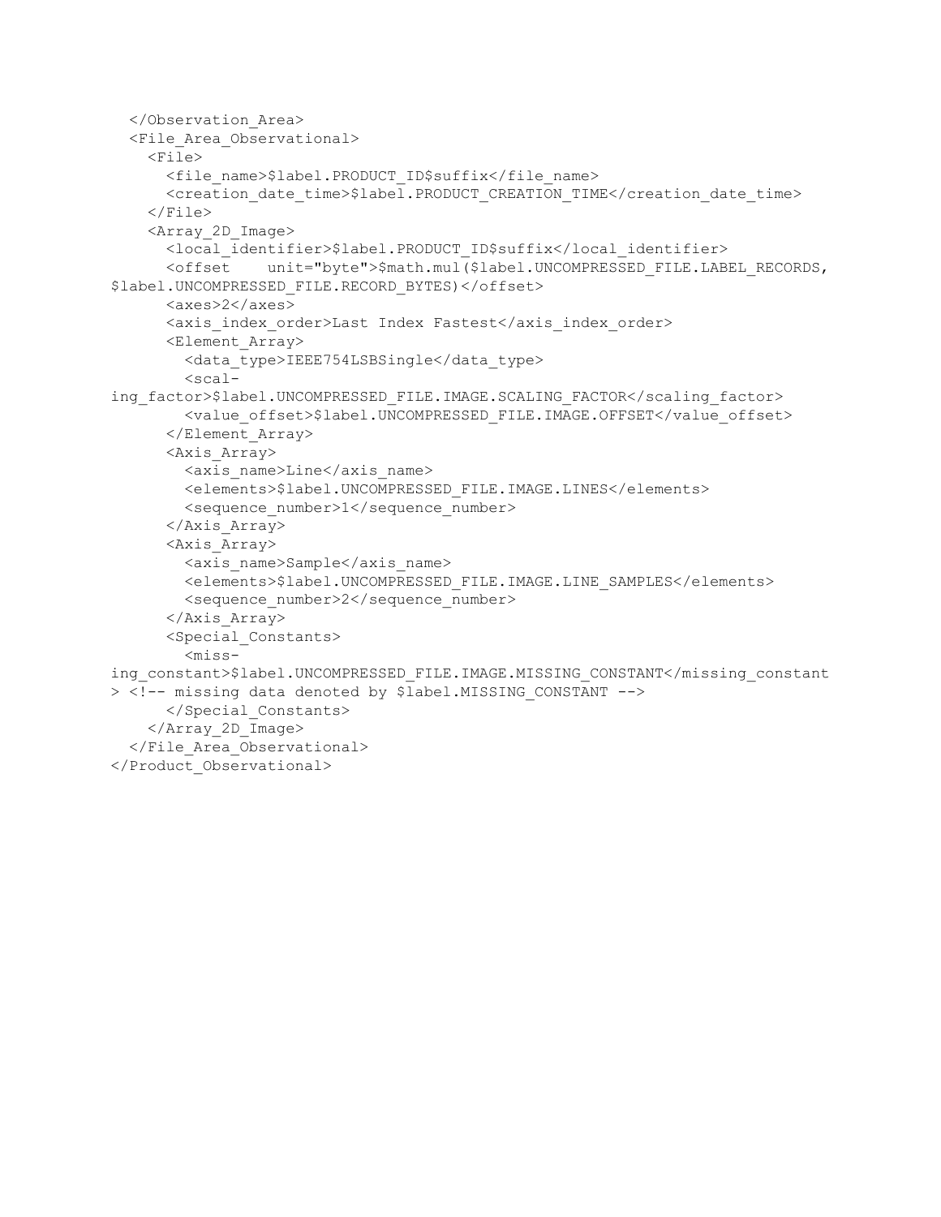```
  </Observation_Area>
  <File_Area_Observational>
    <File>
      <file_name>$label.PRODUCT_ID$suffix</file_name>
      <creation_date_time>$label.PRODUCT_CREATION_TIME</creation_date_time>
    </File>
    <Array_2D_Image>
      <local_identifier>$label.PRODUCT_ID$suffix</local_identifier>
      <offset    unit="byte">$math.mul($label.UNCOMPRESSED_FILE.LABEL_RECORDS,
$label.UNCOMPRESSED_FILE.RECORD_BYTES)</offset>
      <axes>2</axes>
      <axis_index_order>Last Index Fastest</axis_index_order>
      <Element_Array>
        <data_type>IEEE754LSBSingle</data_type>
        <scal-
ing_factor>$label.UNCOMPRESSED_FILE.IMAGE.SCALING_FACTOR</scaling_factor>
        <value_offset>$label.UNCOMPRESSED_FILE.IMAGE.OFFSET</value_offset>
      </Element_Array>
      <Axis_Array>
        <axis_name>Line</axis_name>
        <elements>$label.UNCOMPRESSED_FILE.IMAGE.LINES</elements>
        <sequence_number>1</sequence_number>
      </Axis_Array>
      <Axis_Array>
        <axis_name>Sample</axis_name>
        <elements>$label.UNCOMPRESSED_FILE.IMAGE.LINE_SAMPLES</elements>
        <sequence_number>2</sequence_number>
      </Axis_Array>
      <Special_Constants>
        <miss-
ing_constant>$label.UNCOMPRESSED_FILE.IMAGE.MISSING_CONSTANT</missing_constant
> <!-- missing data denoted by $label.MISSING_CONSTANT -->
      </Special_Constants>
    </Array_2D_Image>
  </File_Area_Observational>
</Product_Observational>
```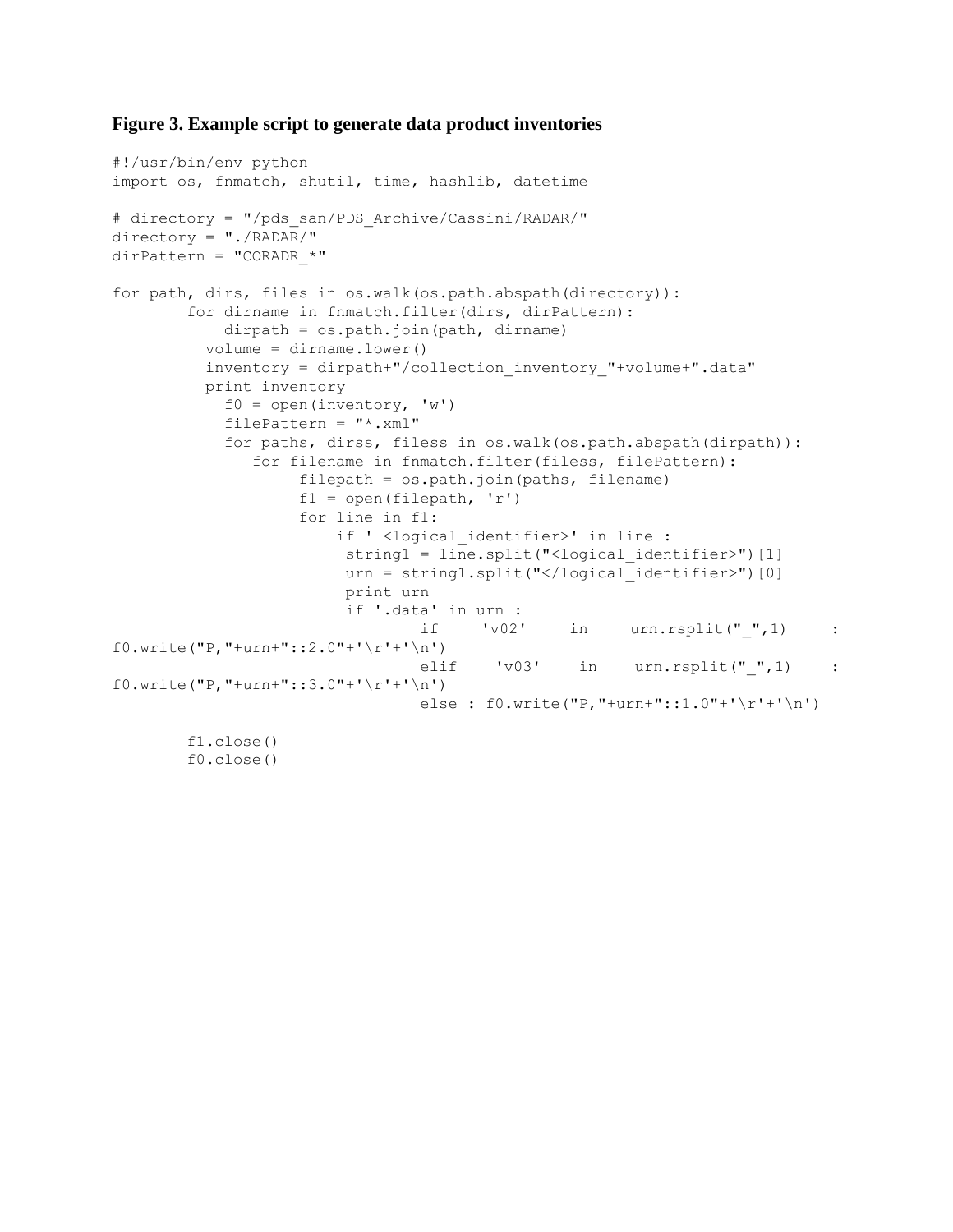**Figure 3. Example script to generate data product inventories**

```
#!/usr/bin/env python
import os, fnmatch, shutil, time, hashlib, datetime

# directory = "/pds_san/PDS_Archive/Cassini/RADAR/"
directory = "./RADAR/"
dirPattern = "CORADR_*"

for path, dirs, files in os.walk(os.path.abspath(directory)):
        for dirname in fnmatch.filter(dirs, dirPattern):
            dirpath = os.path.join(path, dirname)
          volume = dirname.lower()
          inventory = dirpath+"/collection_inventory_"+volume+".data"
          print inventory
            f0 = open(inventory, 'w')
            filePattern = "*.xml"
            for paths, dirss, filess in os.walk(os.path.abspath(dirpath)):
               for filename in fnmatch.filter(filess, filePattern):
                    filepath = os.path.join(paths, filename)
                    f1 = open(filepath, 'r')
                    for line in f1:
                        if ' <logical_identifier>' in line :
                         string1 = line.split("<logical_identifier>")[1]
                         urn = string1.split("</logical_identifier>")[0]
                         print urn
                         if '.data' in urn :
                                 if    'v02'    in    urn.rsplit("_",1)    :
f0.write("P,"+urn+"::2.0"+'\r'+'\n')
                                 elif    'v03'    in    urn.rsplit("_",1)    :
f0.write("P,"+urn+"::3.0"+'\r'+'\n')
                                 else : f0.write("P,"+urn+"::1.0"+'\r'+'\n')

        f1.close()
        f0.close()
```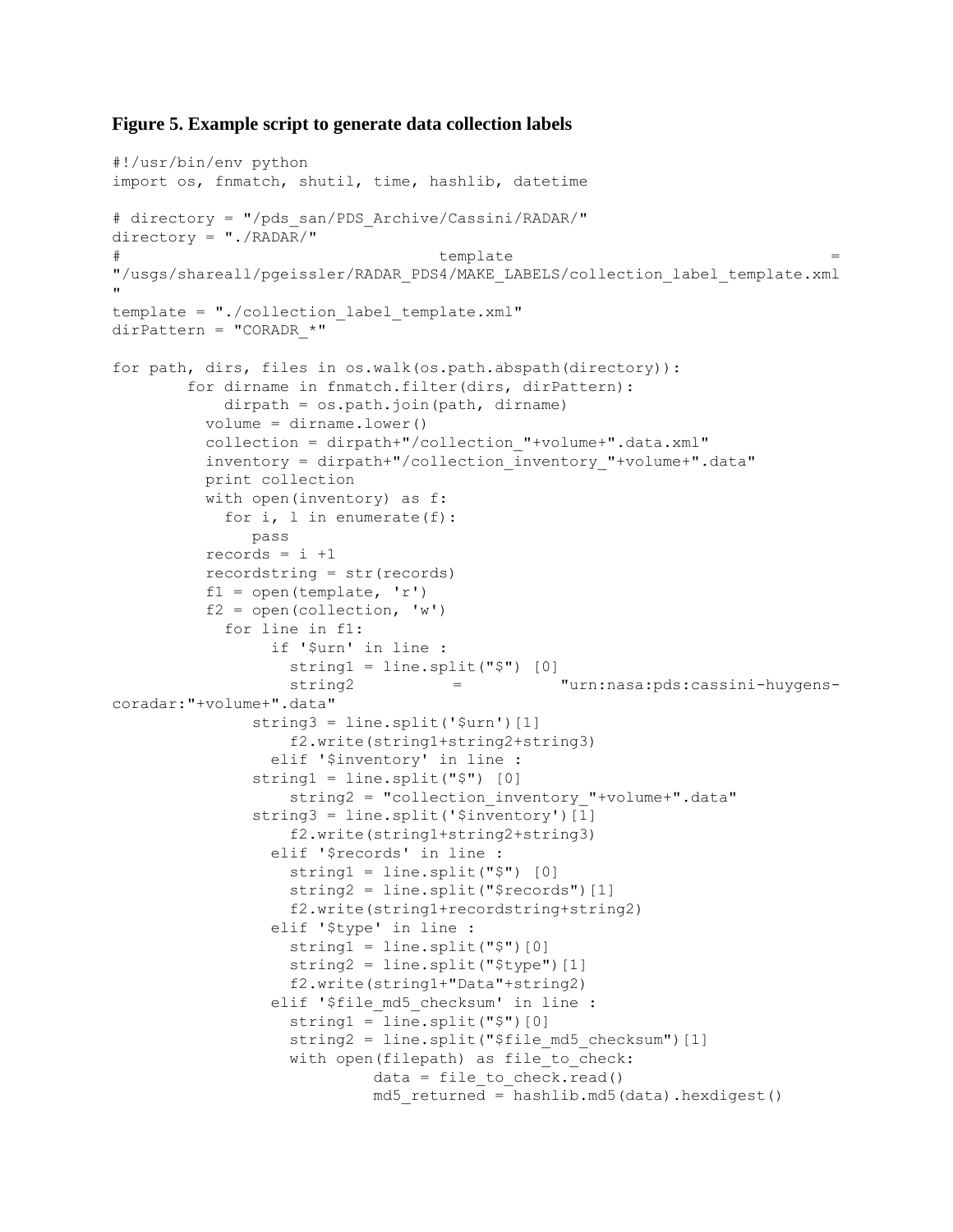**Figure 5. Example script to generate data collection labels**

```
#!/usr/bin/env python
import os, fnmatch, shutil, time, hashlib, datetime

# directory = "/pds_san/PDS_Archive/Cassini/RADAR/"
directory = "./RADAR/"
#                                template                                    =
"/usgs/shareall/pgeissler/RADAR_PDS4/MAKE_LABELS/collection_label_template.xml
"
template = "./collection_label_template.xml"
dirPattern = "CORADR_*"

for path, dirs, files in os.walk(os.path.abspath(directory)):
        for dirname in fnmatch.filter(dirs, dirPattern):
            dirpath = os.path.join(path, dirname)
          volume = dirname.lower()
          collection = dirpath+"/collection_"+volume+".data.xml"
          inventory = dirpath+"/collection_inventory_"+volume+".data"
          print collection
          with open(inventory) as f:
            for i, l in enumerate(f):
               pass
          records = i +1
          recordstring = str(records)
          f1 = open(template, 'r')
          f2 = open(collection, 'w')
            for line in f1:
                 if '$urn' in line :
                   string1 = line.split("$") [0]
                   string2          =          "urn:nasa:pds:cassini-huygens-
coradar:"+volume+".data"
               string3 = line.split('$urn')[1]
                   f2.write(string1+string2+string3)
                 elif '$inventory' in line :
               string1 = line.split("$") [0]
                   string2 = "collection_inventory_"+volume+".data"
               string3 = line.split('$inventory')[1]
                   f2.write(string1+string2+string3)
                 elif '$records' in line :
                   string1 = line.split("$") [0]
                   string2 = line.split("$records")[1]
                   f2.write(string1+recordstring+string2)
                 elif '$type' in line :
                   string1 = line.split("$")[0]
                   string2 = line.split("$type")[1]
                   f2.write(string1+"Data"+string2)
                 elif '$file_md5_checksum' in line :
                   string1 = line.split("$")[0]
                   string2 = line.split("$file_md5_checksum")[1]
                   with open(filepath) as file_to_check:
                            data = file_to_check.read()
                            md5_returned = hashlib.md5(data).hexdigest()
```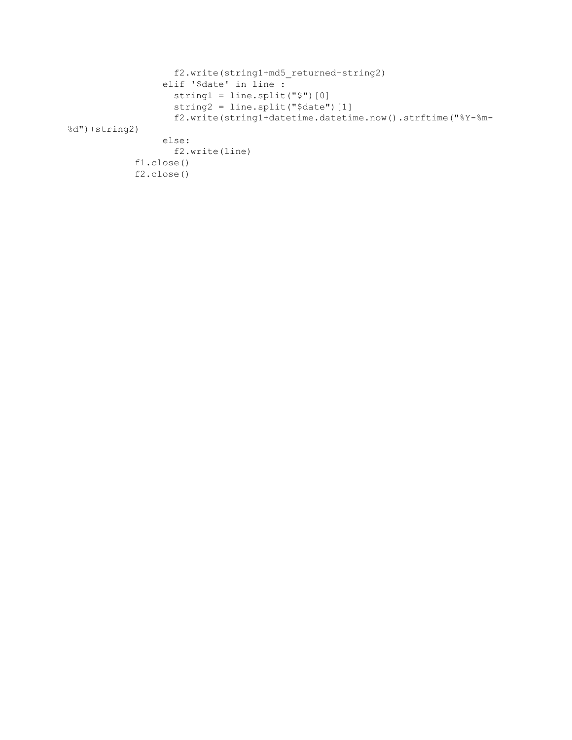```
                f2.write(string1+md5_returned+string2)
              elif '$date' in line :
                string1 = line.split("$")[0]
                string2 = line.split("$date")[1]
                f2.write(string1+datetime.datetime.now().strftime("%Y-%m-%d")+string2)
              else:
                f2.write(line)
          f1.close()
          f2.close()
```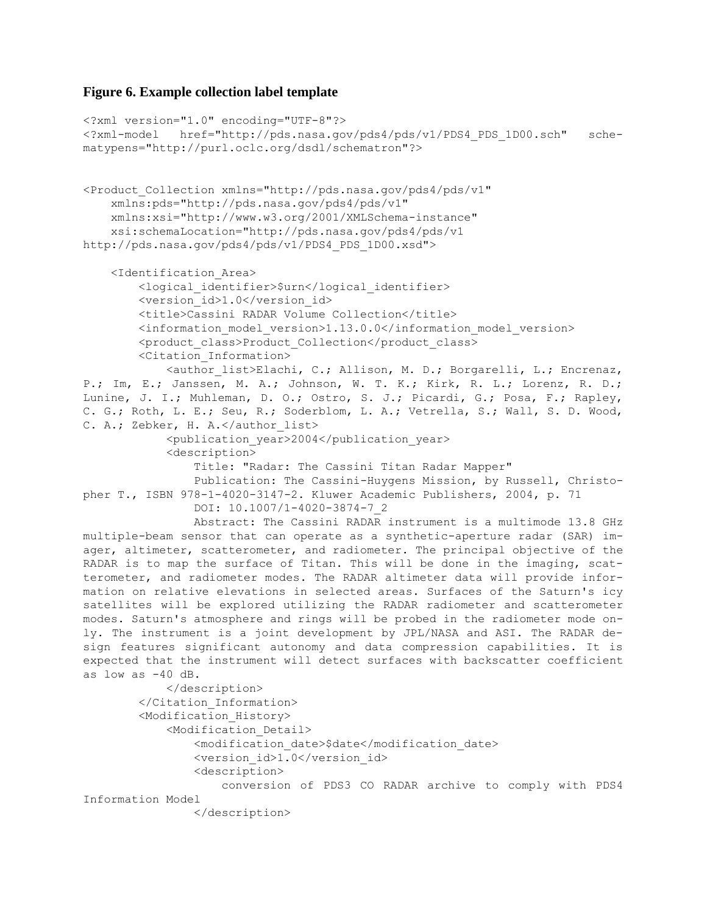**Figure 6. Example collection label template**

```
<?xml version="1.0" encoding="UTF-8"?>
<?xml-model   href="http://pds.nasa.gov/pds4/pds/v1/PDS4_PDS_1D00.sch"   sche-
matypens="http://purl.oclc.org/dsdl/schematron"?>


<Product_Collection xmlns="http://pds.nasa.gov/pds4/pds/v1"
    xmlns:pds="http://pds.nasa.gov/pds4/pds/v1"
    xmlns:xsi="http://www.w3.org/2001/XMLSchema-instance"
    xsi:schemaLocation="http://pds.nasa.gov/pds4/pds/v1
http://pds.nasa.gov/pds4/pds/v1/PDS4_PDS_1D00.xsd">

    <Identification_Area>
        <logical_identifier>$urn</logical_identifier>
        <version_id>1.0</version_id>
        <title>Cassini RADAR Volume Collection</title>
        <information_model_version>1.13.0.0</information_model_version>
        <product_class>Product_Collection</product_class>
        <Citation_Information>
            <author_list>Elachi, C.; Allison, M. D.; Borgarelli, L.; Encrenaz,
P.; Im, E.; Janssen, M. A.; Johnson, W. T. K.; Kirk, R. L.; Lorenz, R. D.;
Lunine, J. I.; Muhleman, D. O.; Ostro, S. J.; Picardi, G.; Posa, F.; Rapley,
C. G.; Roth, L. E.; Seu, R.; Soderblom, L. A.; Vetrella, S.; Wall, S. D. Wood,
C. A.; Zebker, H. A.</author_list>
            <publication_year>2004</publication_year>
            <description>
                Title: "Radar: The Cassini Titan Radar Mapper"
                Publication: The Cassini-Huygens Mission, by Russell, Christo-
pher T., ISBN 978-1-4020-3147-2. Kluwer Academic Publishers, 2004, p. 71
                DOI: 10.1007/1-4020-3874-7_2
                Abstract: The Cassini RADAR instrument is a multimode 13.8 GHz
multiple-beam sensor that can operate as a synthetic-aperture radar (SAR) im-
ager, altimeter, scatterometer, and radiometer. The principal objective of the
RADAR is to map the surface of Titan. This will be done in the imaging, scat-
terometer, and radiometer modes. The RADAR altimeter data will provide infor-
mation on relative elevations in selected areas. Surfaces of the Saturn's icy
satellites will be explored utilizing the RADAR radiometer and scatterometer
modes. Saturn's atmosphere and rings will be probed in the radiometer mode on-
ly. The instrument is a joint development by JPL/NASA and ASI. The RADAR de-
sign features significant autonomy and data compression capabilities. It is
expected that the instrument will detect surfaces with backscatter coefficient
as low as -40 dB.
            </description>
        </Citation_Information>
        <Modification_History>
            <Modification_Detail>
                <modification_date>$date</modification_date>
                <version_id>1.0</version_id>
                <description>
                    conversion of PDS3 CO RADAR archive to comply with PDS4
Information Model
                </description>
```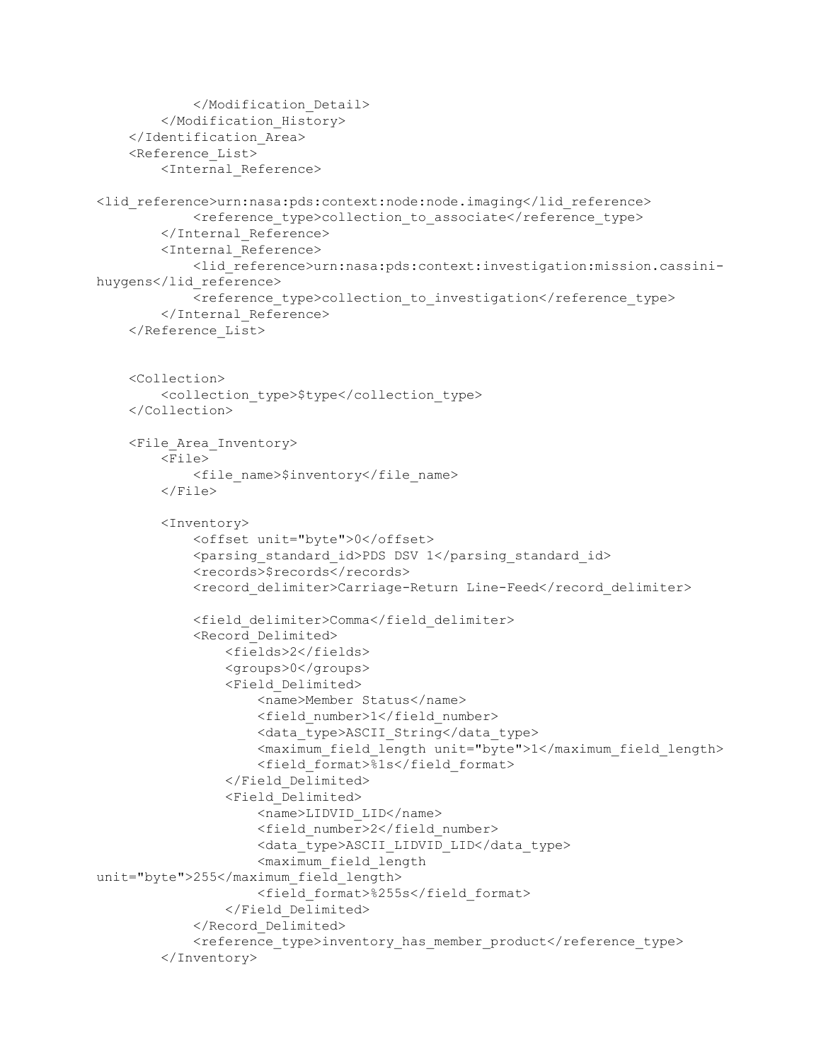```
            </Modification_Detail>
        </Modification_History>
    </Identification_Area>
    <Reference_List>
        <Internal_Reference>
            
<lid_reference>urn:nasa:pds:context:node:node.imaging</lid_reference>
            <reference_type>collection_to_associate</reference_type>
        </Internal_Reference>
        <Internal_Reference>
            <lid_reference>urn:nasa:pds:context:investigation:mission.cassini-
huygens</lid_reference>
            <reference_type>collection_to_investigation</reference_type>
        </Internal_Reference>
    </Reference_List>


    <Collection>
        <collection_type>$type</collection_type>
    </Collection>

    <File_Area_Inventory>
        <File>
            <file_name>$inventory</file_name>
        </File>

        <Inventory>
            <offset unit="byte">0</offset>
            <parsing_standard_id>PDS DSV 1</parsing_standard_id>
            <records>$records</records>
            <record_delimiter>Carriage-Return Line-Feed</record_delimiter>

            <field_delimiter>Comma</field_delimiter>
            <Record_Delimited>
                <fields>2</fields>
                <groups>0</groups>
                <Field_Delimited>
                    <name>Member Status</name>
                    <field_number>1</field_number>
                    <data_type>ASCII_String</data_type>
                    <maximum_field_length unit="byte">1</maximum_field_length>
                    <field_format>%1s</field_format>
                </Field_Delimited>
                <Field_Delimited>
                    <name>LIDVID_LID</name>
                    <field_number>2</field_number>
                    <data_type>ASCII_LIDVID_LID</data_type>
                    <maximum_field_length 
unit="byte">255</maximum_field_length>
                    <field_format>%255s</field_format>
                </Field_Delimited>
            </Record_Delimited>
            <reference_type>inventory_has_member_product</reference_type>
        </Inventory>
```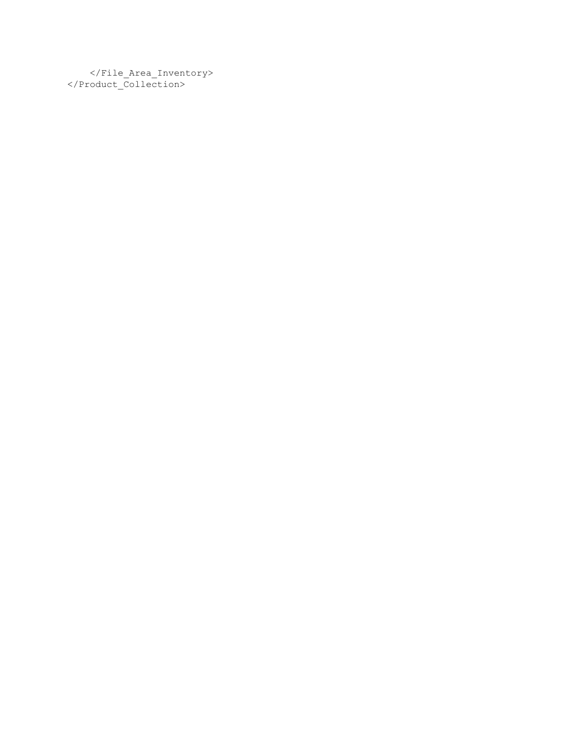```
    </File_Area_Inventory>
</Product_Collection>
```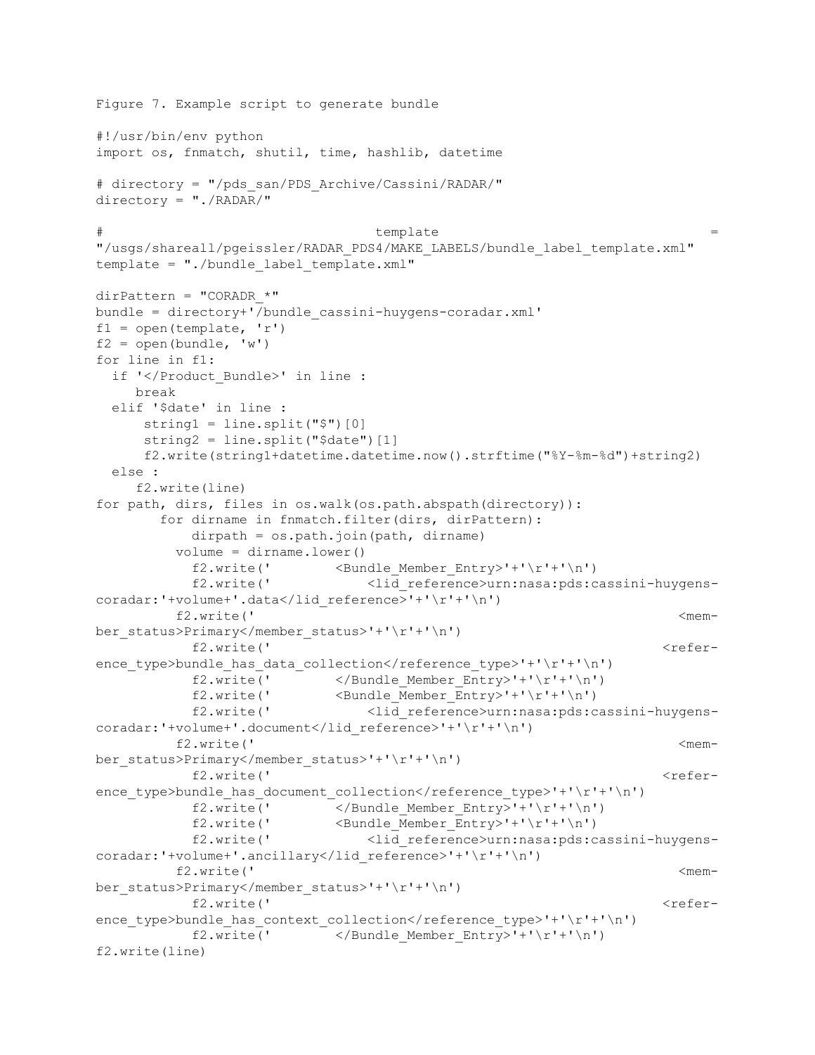Figure 7. Example script to generate bundle

```
#!/usr/bin/env python
import os, fnmatch, shutil, time, hashlib, datetime

# directory = "/pds_san/PDS_Archive/Cassini/RADAR/"
directory = "./RADAR/"

#                                 template                                    =
"/usgs/shareall/pgeissler/RADAR_PDS4/MAKE_LABELS/bundle_label_template.xml"
template = "./bundle_label_template.xml"

dirPattern = "CORADR_*"
bundle = directory+'/bundle_cassini-huygens-coradar.xml'
f1 = open(template, 'r')
f2 = open(bundle, 'w')
for line in f1:
  if '</Product_Bundle>' in line :
     break
  elif '$date' in line :
      string1 = line.split("$")[0]
      string2 = line.split("$date")[1]
      f2.write(string1+datetime.datetime.now().strftime("%Y-%m-%d")+string2)
  else :
     f2.write(line)
for path, dirs, files in os.walk(os.path.abspath(directory)):
        for dirname in fnmatch.filter(dirs, dirPattern):
            dirpath = os.path.join(path, dirname)
          volume = dirname.lower()
            f2.write('        <Bundle_Member_Entry>'+'\r'+'\n')
            f2.write('            <lid_reference>urn:nasa:pds:cassini-huygens-
coradar:'+volume+'.data</lid_reference>'+'\r'+'\n')
          f2.write('                                                        <mem-
ber_status>Primary</member_status>'+'\r'+'\n')
            f2.write('                                                      <refer-
ence_type>bundle_has_data_collection</reference_type>'+'\r'+'\n')
            f2.write('        </Bundle_Member_Entry>'+'\r'+'\n')
            f2.write('        <Bundle_Member_Entry>'+'\r'+'\n')
            f2.write('            <lid_reference>urn:nasa:pds:cassini-huygens-
coradar:'+volume+'.document</lid_reference>'+'\r'+'\n')
          f2.write('                                                        <mem-
ber_status>Primary</member_status>'+'\r'+'\n')
            f2.write('                                                      <refer-
ence_type>bundle_has_document_collection</reference_type>'+'\r'+'\n')
            f2.write('        </Bundle_Member_Entry>'+'\r'+'\n')
            f2.write('        <Bundle_Member_Entry>'+'\r'+'\n')
            f2.write('            <lid_reference>urn:nasa:pds:cassini-huygens-
coradar:'+volume+'.ancillary</lid_reference>'+'\r'+'\n')
          f2.write('                                                        <mem-
ber_status>Primary</member_status>'+'\r'+'\n')
            f2.write('                                                      <refer-
ence_type>bundle_has_context_collection</reference_type>'+'\r'+'\n')
            f2.write('        </Bundle_Member_Entry>'+'\r'+'\n')
f2.write(line)
```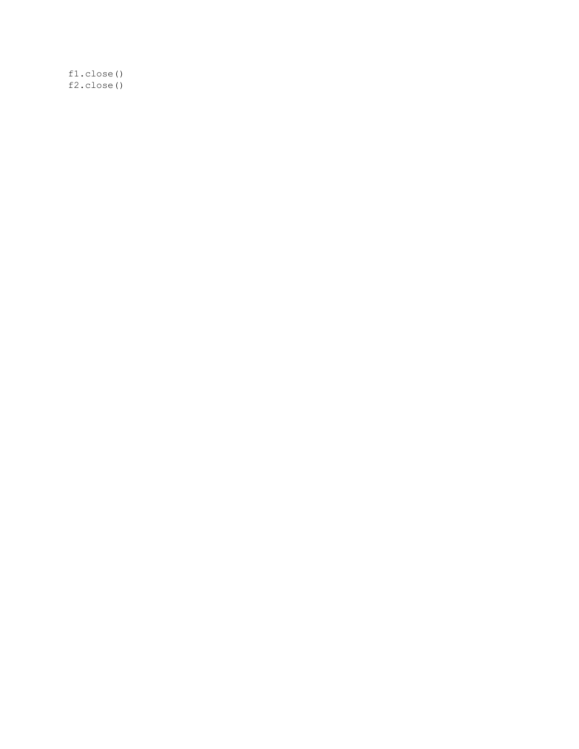```
f1.close()
f2.close()
```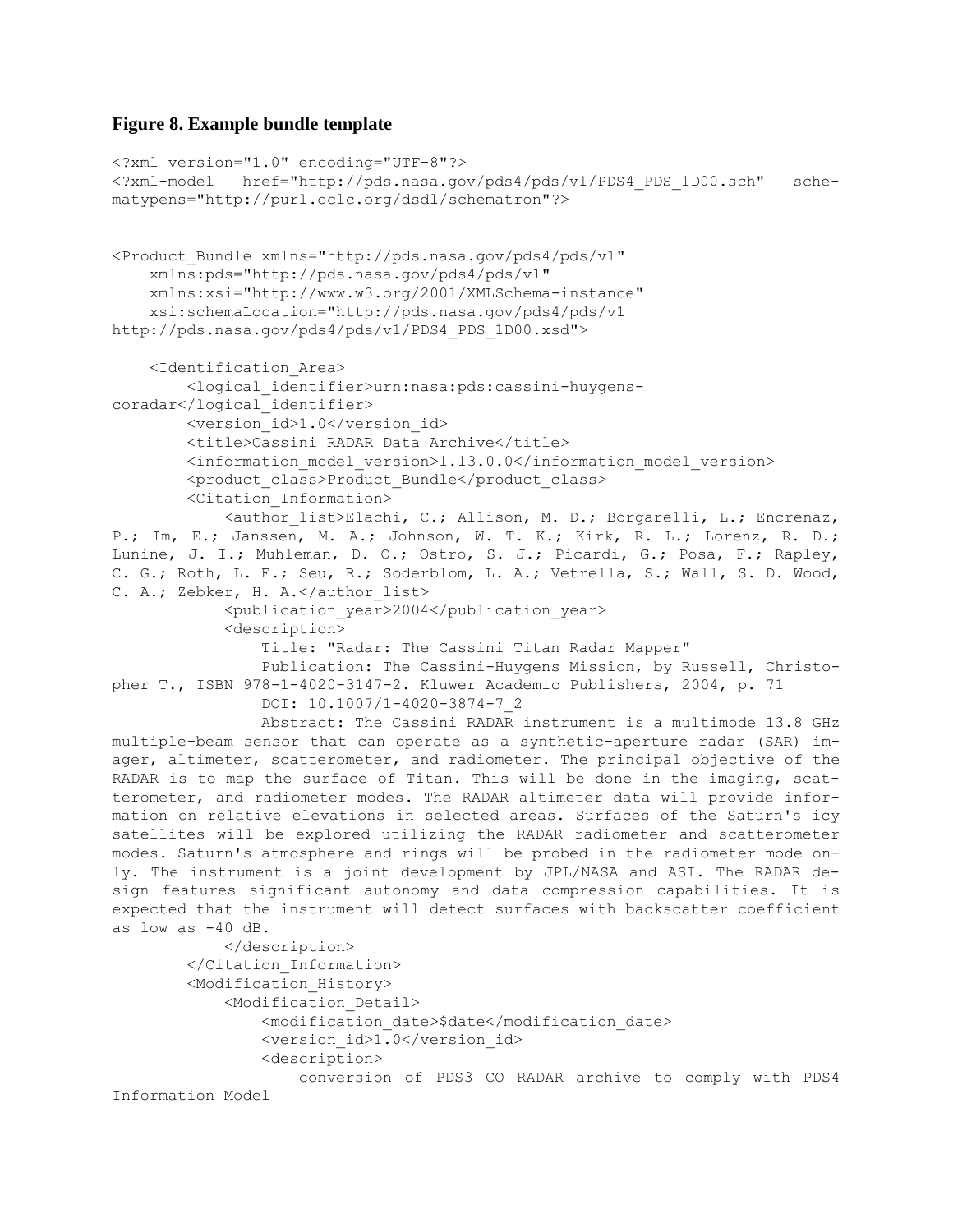**Figure 8. Example bundle template**

```
<?xml version="1.0" encoding="UTF-8"?>
<?xml-model   href="http://pds.nasa.gov/pds4/pds/v1/PDS4_PDS_1D00.sch"   sche-
matypens="http://purl.oclc.org/dsdl/schematron"?>


<Product_Bundle xmlns="http://pds.nasa.gov/pds4/pds/v1"
    xmlns:pds="http://pds.nasa.gov/pds4/pds/v1"
    xmlns:xsi="http://www.w3.org/2001/XMLSchema-instance"
    xsi:schemaLocation="http://pds.nasa.gov/pds4/pds/v1
http://pds.nasa.gov/pds4/pds/v1/PDS4_PDS_1D00.xsd">

    <Identification_Area>
        <logical_identifier>urn:nasa:pds:cassini-huygens-
coradar</logical_identifier>
        <version_id>1.0</version_id>
        <title>Cassini RADAR Data Archive</title>
        <information_model_version>1.13.0.0</information_model_version>
        <product_class>Product_Bundle</product_class>
        <Citation_Information>
            <author_list>Elachi, C.; Allison, M. D.; Borgarelli, L.; Encrenaz,
P.; Im, E.; Janssen, M. A.; Johnson, W. T. K.; Kirk, R. L.; Lorenz, R. D.;
Lunine, J. I.; Muhleman, D. O.; Ostro, S. J.; Picardi, G.; Posa, F.; Rapley,
C. G.; Roth, L. E.; Seu, R.; Soderblom, L. A.; Vetrella, S.; Wall, S. D. Wood,
C. A.; Zebker, H. A.</author_list>
            <publication_year>2004</publication_year>
            <description>
                Title: "Radar: The Cassini Titan Radar Mapper"
                Publication: The Cassini-Huygens Mission, by Russell, Christo-
pher T., ISBN 978-1-4020-3147-2. Kluwer Academic Publishers, 2004, p. 71
                DOI: 10.1007/1-4020-3874-7_2
                Abstract: The Cassini RADAR instrument is a multimode 13.8 GHz
multiple-beam sensor that can operate as a synthetic-aperture radar (SAR) im-
ager, altimeter, scatterometer, and radiometer. The principal objective of the
RADAR is to map the surface of Titan. This will be done in the imaging, scat-
terometer, and radiometer modes. The RADAR altimeter data will provide infor-
mation on relative elevations in selected areas. Surfaces of the Saturn's icy
satellites will be explored utilizing the RADAR radiometer and scatterometer
modes. Saturn's atmosphere and rings will be probed in the radiometer mode on-
ly. The instrument is a joint development by JPL/NASA and ASI. The RADAR de-
sign features significant autonomy and data compression capabilities. It is
expected that the instrument will detect surfaces with backscatter coefficient
as low as -40 dB.
            </description>
        </Citation_Information>
        <Modification_History>
            <Modification_Detail>
                <modification_date>$date</modification_date>
                <version_id>1.0</version_id>
                <description>
                    conversion of PDS3 CO RADAR archive to comply with PDS4
Information Model
```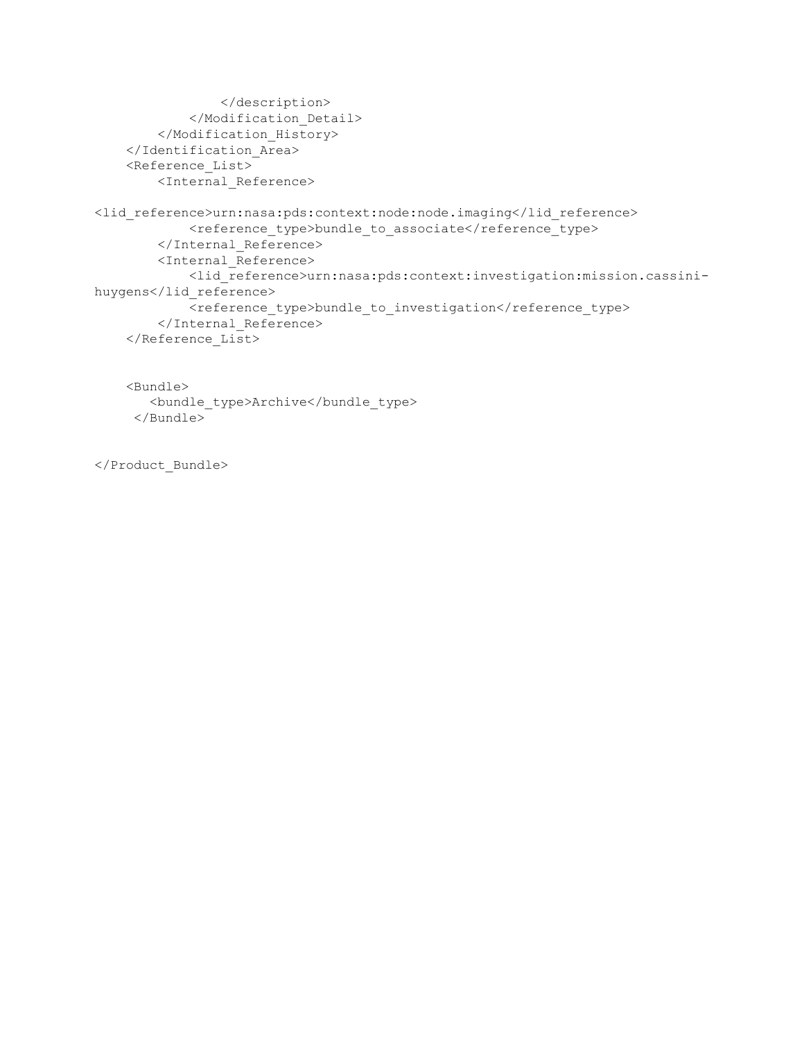```
                </description>
            </Modification_Detail>
        </Modification_History>
    </Identification_Area>
    <Reference_List>
        <Internal_Reference>

<lid_reference>urn:nasa:pds:context:node:node.imaging</lid_reference>
            <reference_type>bundle_to_associate</reference_type>
        </Internal_Reference>
        <Internal_Reference>
            <lid_reference>urn:nasa:pds:context:investigation:mission.cassini-
huygens</lid_reference>
            <reference_type>bundle_to_investigation</reference_type>
        </Internal_Reference>
    </Reference_List>


    <Bundle>
       <bundle_type>Archive</bundle_type>
     </Bundle>


</Product_Bundle>
```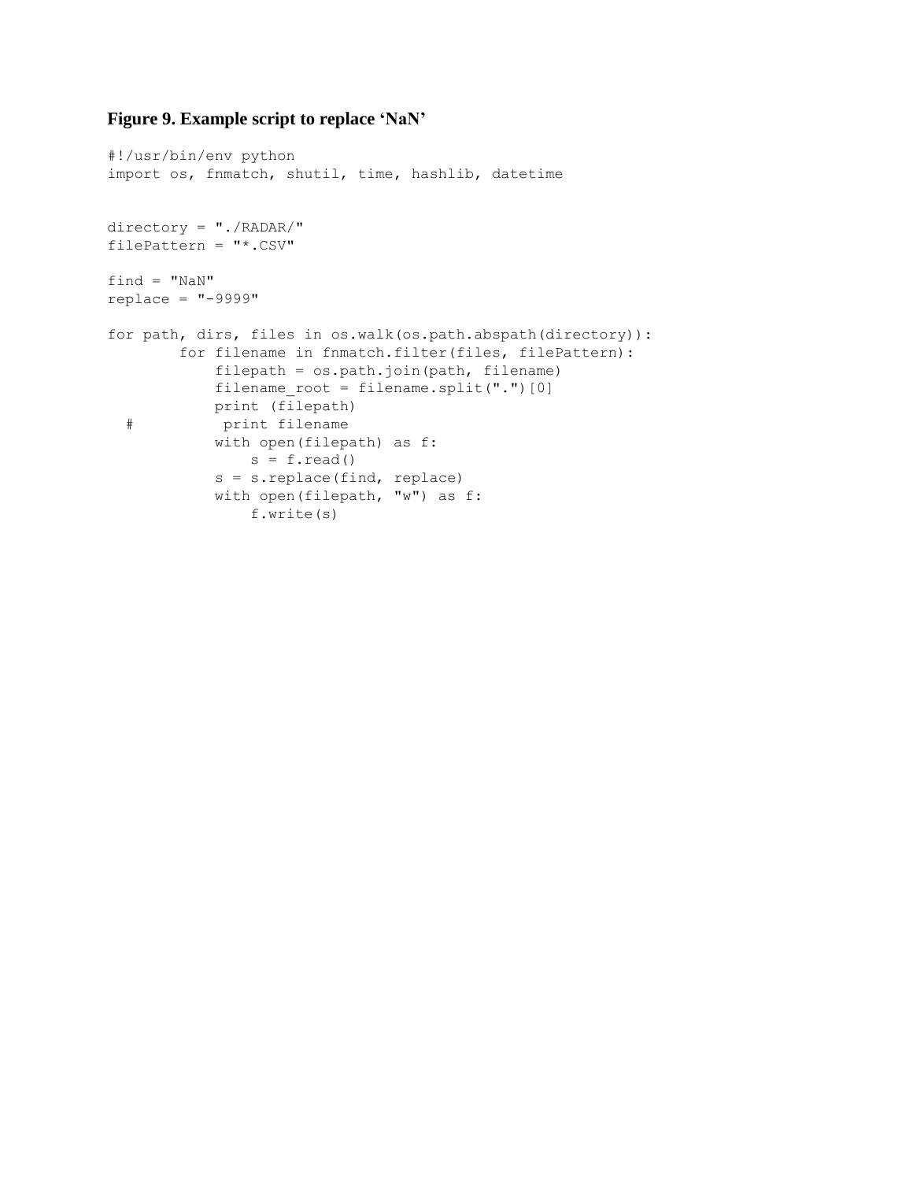**Figure 9. Example script to replace 'NaN'**

```
#!/usr/bin/env python
import os, fnmatch, shutil, time, hashlib, datetime


directory = "./RADAR/"
filePattern = "*.CSV"

find = "NaN"
replace = "-9999"

for path, dirs, files in os.walk(os.path.abspath(directory)):
        for filename in fnmatch.filter(files, filePattern):
            filepath = os.path.join(path, filename)
            filename_root = filename.split(".")[0]
            print (filepath)
  #          print filename
            with open(filepath) as f:
                s = f.read()
            s = s.replace(find, replace)
            with open(filepath, "w") as f:
                f.write(s)
```